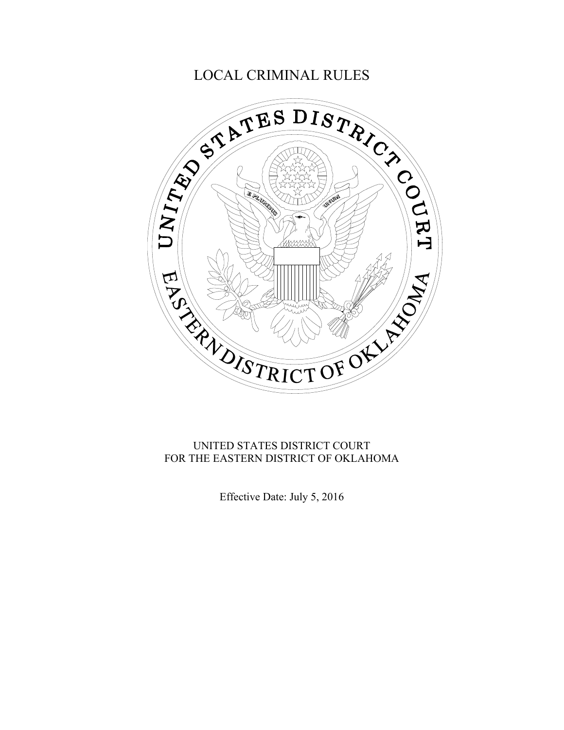# LOCAL CRIMINAL RULES

UNITED STATES DISTRICT COURT
FOR THE EASTERN DISTRICT OF OKLAHOMA

Effective Date: July 5, 2016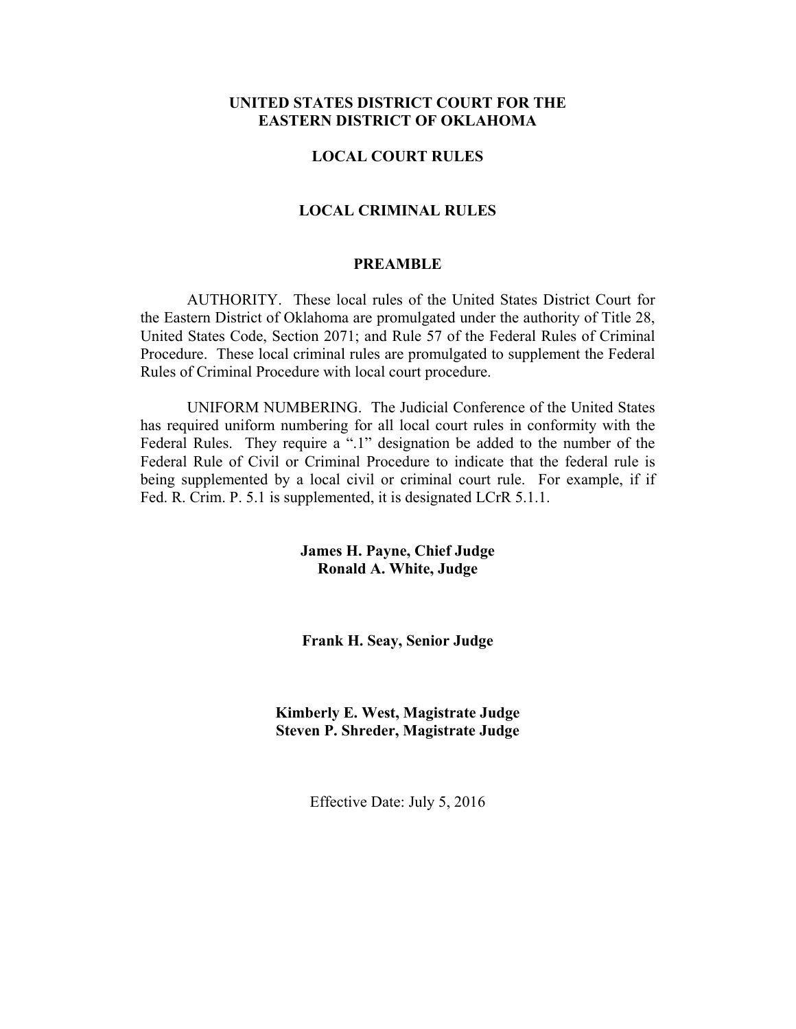# UNITED STATES DISTRICT COURT FOR THE EASTERN DISTRICT OF OKLAHOMA

## LOCAL COURT RULES

## LOCAL CRIMINAL RULES

### PREAMBLE

AUTHORITY. These local rules of the United States District Court for the Eastern District of Oklahoma are promulgated under the authority of Title 28, United States Code, Section 2071; and Rule 57 of the Federal Rules of Criminal Procedure. These local criminal rules are promulgated to supplement the Federal Rules of Criminal Procedure with local court procedure.

UNIFORM NUMBERING. The Judicial Conference of the United States has required uniform numbering for all local court rules in conformity with the Federal Rules. They require a ".1" designation be added to the number of the Federal Rule of Civil or Criminal Procedure to indicate that the federal rule is being supplemented by a local civil or criminal court rule. For example, if if Fed. R. Crim. P. 5.1 is supplemented, it is designated LCrR 5.1.1.

**James H. Payne, Chief Judge**
**Ronald A. White, Judge**

**Frank H. Seay, Senior Judge**

**Kimberly E. West, Magistrate Judge**
**Steven P. Shreder, Magistrate Judge**

Effective Date: July 5, 2016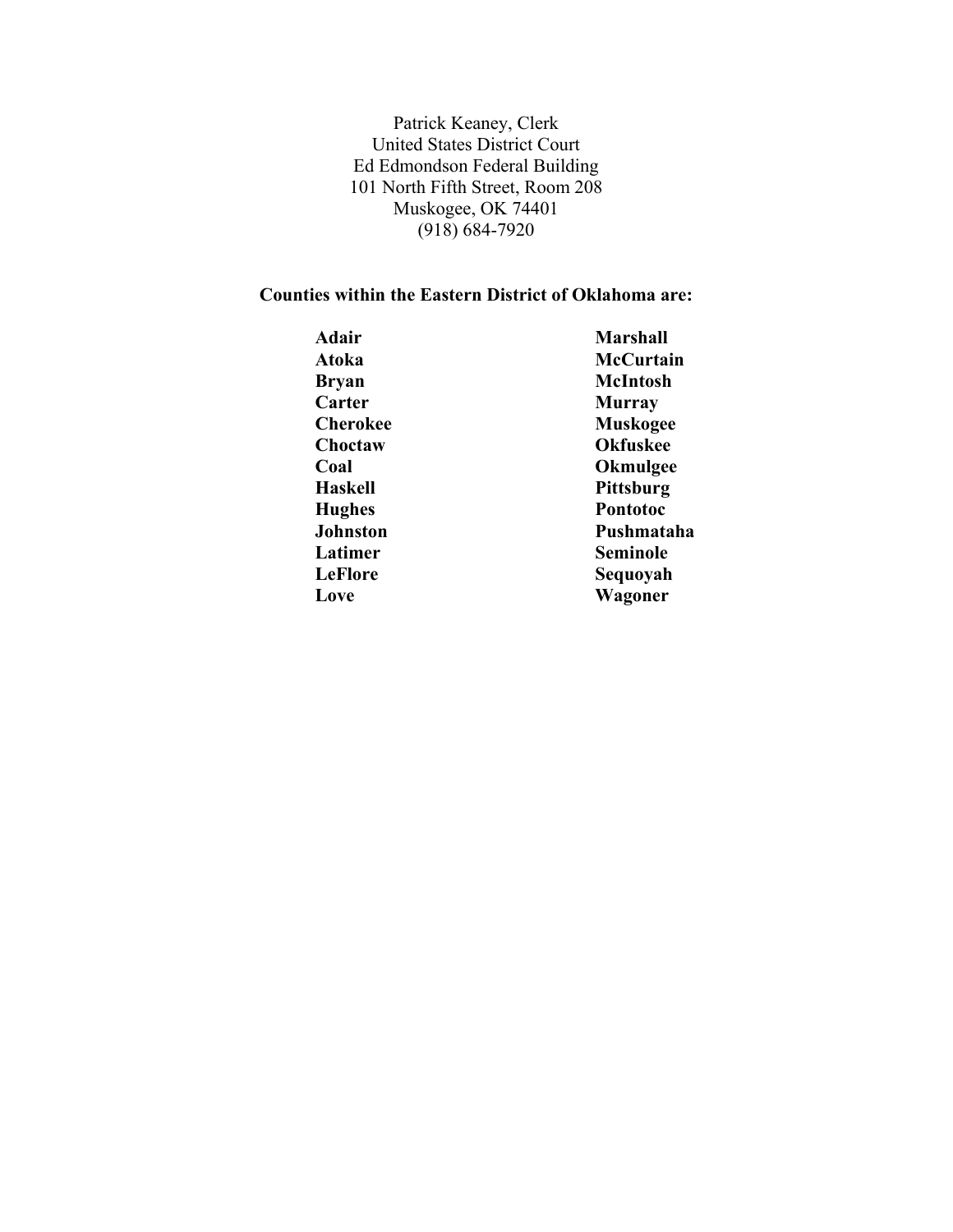Patrick Keaney, Clerk
United States District Court
Ed Edmondson Federal Building
101 North Fifth Street, Room 208
Muskogee, OK 74401
(918) 684-7920

**Counties within the Eastern District of Oklahoma are:**

**Adair**
**Atoka**
**Bryan**
**Carter**
**Cherokee**
**Choctaw**
**Coal**
**Haskell**
**Hughes**
**Johnston**
**Latimer**
**LeFlore**
**Love**
**Marshall**
**McCurtain**
**McIntosh**
**Murray**
**Muskogee**
**Okfuskee**
**Okmulgee**
**Pittsburg**
**Pontotoc**
**Pushmataha**
**Seminole**
**Sequoyah**
**Wagoner**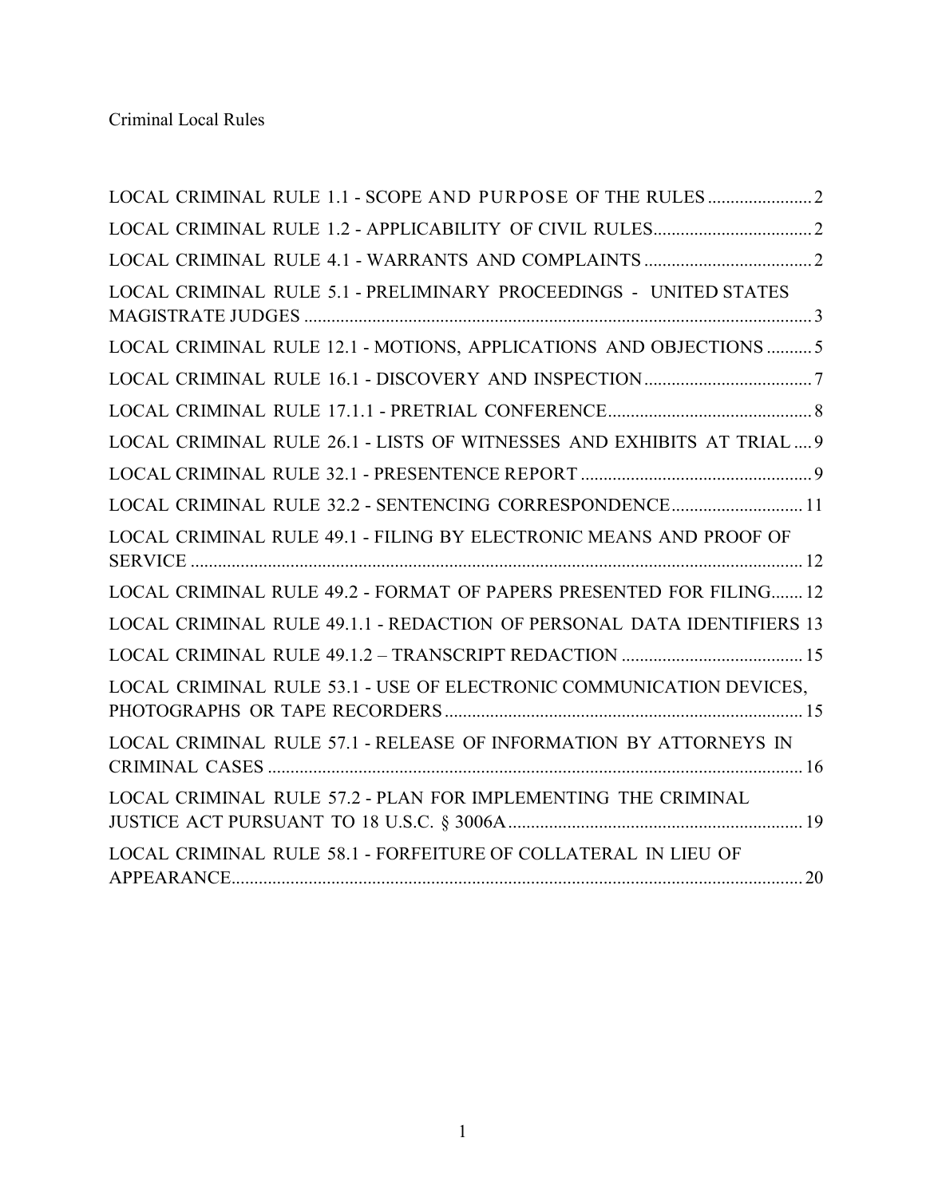Criminal Local Rules

LOCAL CRIMINAL RULE 1.1 - SCOPE AND PURPOSE OF THE RULES ....................... 2

LOCAL CRIMINAL RULE 1.2 - APPLICABILITY OF CIVIL RULES................................... 2

LOCAL CRIMINAL RULE 4.1 - WARRANTS AND COMPLAINTS ..................................... 2

LOCAL CRIMINAL RULE 5.1 - PRELIMINARY PROCEEDINGS - UNITED STATES MAGISTRATE JUDGES ................................................................................................................ 3

LOCAL CRIMINAL RULE 12.1 - MOTIONS, APPLICATIONS AND OBJECTIONS .......... 5

LOCAL CRIMINAL RULE 16.1 - DISCOVERY AND INSPECTION ..................................... 7

LOCAL CRIMINAL RULE 17.1.1 - PRETRIAL CONFERENCE ............................................. 8

LOCAL CRIMINAL RULE 26.1 - LISTS OF WITNESSES AND EXHIBITS AT TRIAL .... 9

LOCAL CRIMINAL RULE 32.1 - PRESENTENCE REPORT ................................................... 9

LOCAL CRIMINAL RULE 32.2 - SENTENCING CORRESPONDENCE ............................. 11

LOCAL CRIMINAL RULE 49.1 - FILING BY ELECTRONIC MEANS AND PROOF OF SERVICE ....................................................................................................................................... 12

LOCAL CRIMINAL RULE 49.2 - FORMAT OF PAPERS PRESENTED FOR FILING....... 12

LOCAL CRIMINAL RULE 49.1.1 - REDACTION OF PERSONAL DATA IDENTIFIERS 13

LOCAL CRIMINAL RULE 49.1.2 – TRANSCRIPT REDACTION ........................................ 15

LOCAL CRIMINAL RULE 53.1 - USE OF ELECTRONIC COMMUNICATION DEVICES, PHOTOGRAPHS OR TAPE RECORDERS ............................................................................... 15

LOCAL CRIMINAL RULE 57.1 - RELEASE OF INFORMATION BY ATTORNEYS IN CRIMINAL CASES ....................................................................................................................... 16

LOCAL CRIMINAL RULE 57.2 - PLAN FOR IMPLEMENTING THE CRIMINAL JUSTICE ACT PURSUANT TO 18 U.S.C. § 3006A .................................................................. 19

LOCAL CRIMINAL RULE 58.1 - FORFEITURE OF COLLATERAL IN LIEU OF APPEARANCE............................................................................................................................... 20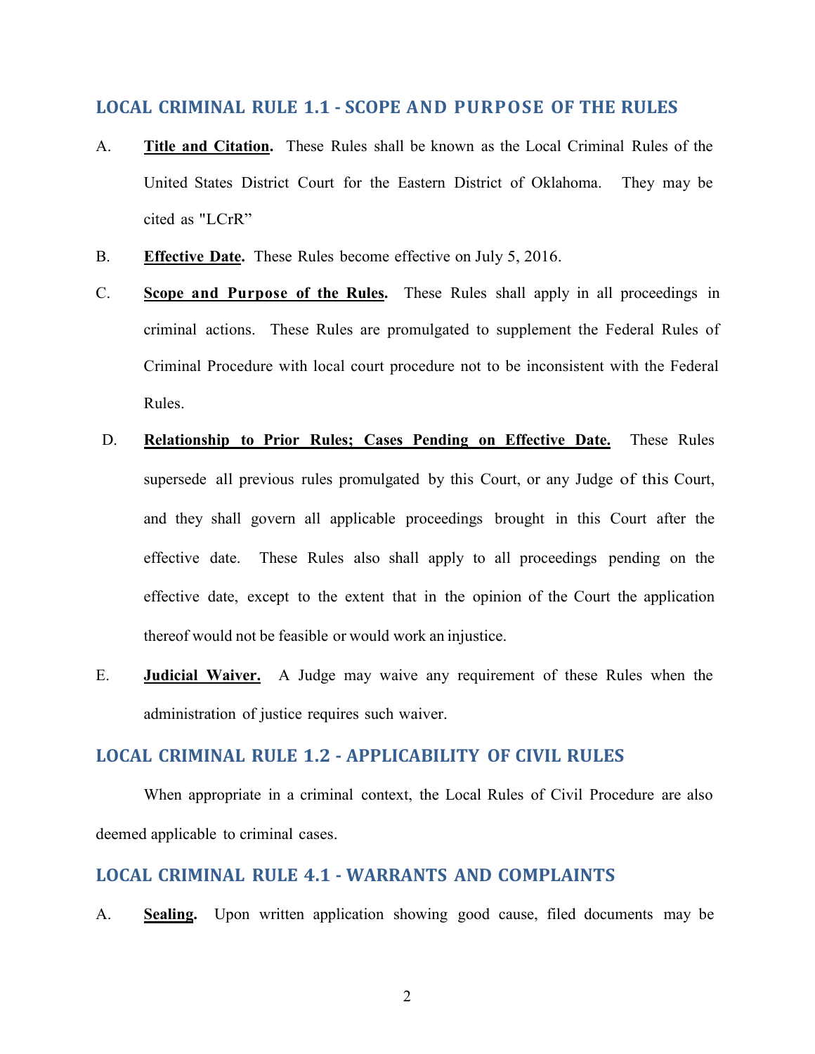## LOCAL CRIMINAL RULE 1.1 - SCOPE AND PURPOSE OF THE RULES

A. **Title and Citation.** These Rules shall be known as the Local Criminal Rules of the United States District Court for the Eastern District of Oklahoma. They may be cited as "LCrR"

B. **Effective Date.** These Rules become effective on July 5, 2016.

C. **Scope and Purpose of the Rules.** These Rules shall apply in all proceedings in criminal actions. These Rules are promulgated to supplement the Federal Rules of Criminal Procedure with local court procedure not to be inconsistent with the Federal Rules.

D. **Relationship to Prior Rules; Cases Pending on Effective Date.** These Rules supersede all previous rules promulgated by this Court, or any Judge of this Court, and they shall govern all applicable proceedings brought in this Court after the effective date. These Rules also shall apply to all proceedings pending on the effective date, except to the extent that in the opinion of the Court the application thereof would not be feasible or would work an injustice.

E. **Judicial Waiver.** A Judge may waive any requirement of these Rules when the administration of justice requires such waiver.

## LOCAL CRIMINAL RULE 1.2 - APPLICABILITY OF CIVIL RULES

When appropriate in a criminal context, the Local Rules of Civil Procedure are also deemed applicable to criminal cases.

## LOCAL CRIMINAL RULE 4.1 - WARRANTS AND COMPLAINTS

A. **Sealing.** Upon written application showing good cause, filed documents may be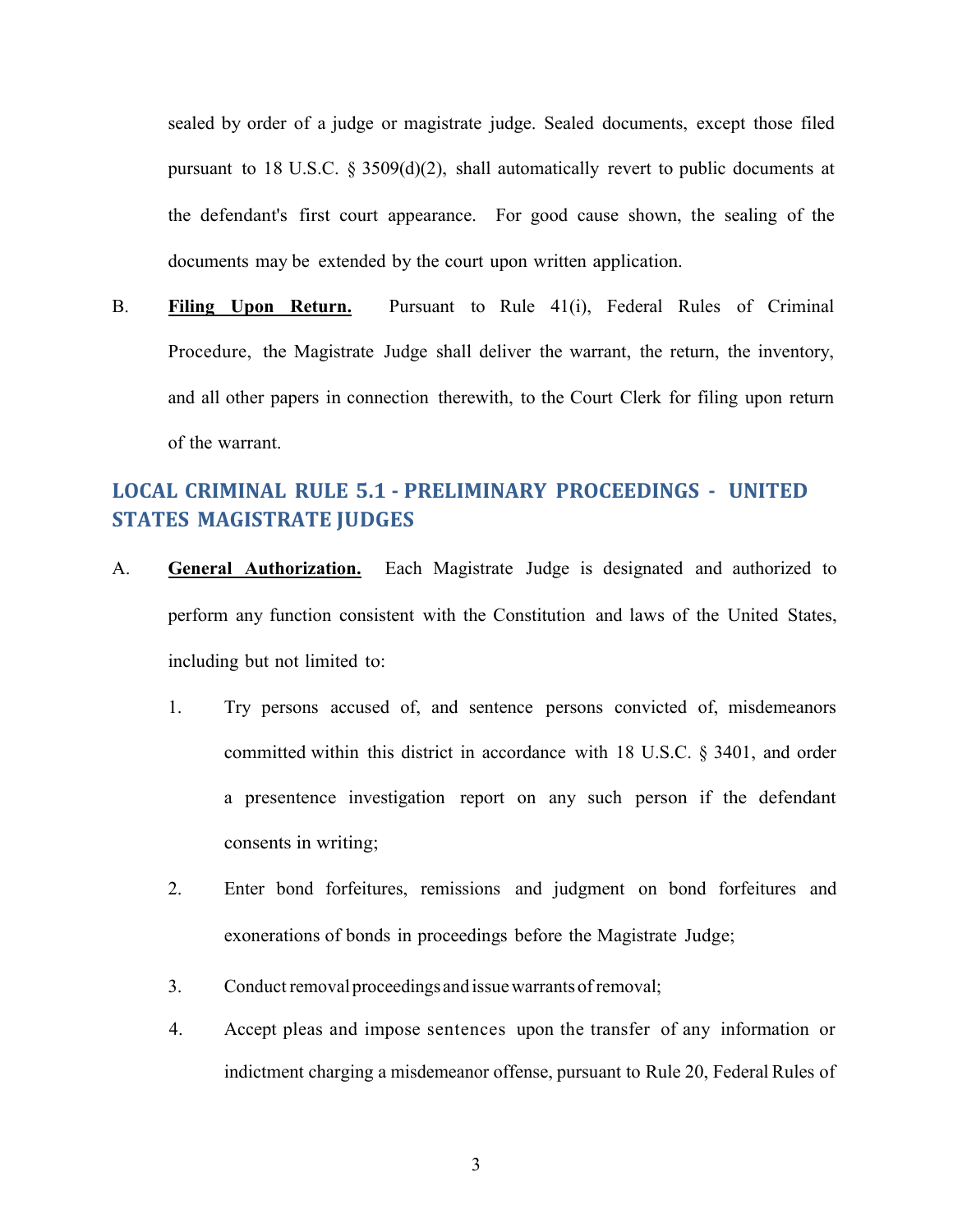sealed by order of a judge or magistrate judge. Sealed documents, except those filed pursuant to 18 U.S.C. § 3509(d)(2), shall automatically revert to public documents at the defendant's first court appearance. For good cause shown, the sealing of the documents may be extended by the court upon written application.

B. **Filing Upon Return.** Pursuant to Rule 41(i), Federal Rules of Criminal Procedure, the Magistrate Judge shall deliver the warrant, the return, the inventory, and all other papers in connection therewith, to the Court Clerk for filing upon return of the warrant.

## LOCAL CRIMINAL RULE 5.1 - PRELIMINARY PROCEEDINGS - UNITED STATES MAGISTRATE JUDGES

A. **General Authorization.** Each Magistrate Judge is designated and authorized to perform any function consistent with the Constitution and laws of the United States, including but not limited to:

1. Try persons accused of, and sentence persons convicted of, misdemeanors committed within this district in accordance with 18 U.S.C. § 3401, and order a presentence investigation report on any such person if the defendant consents in writing;

2. Enter bond forfeitures, remissions and judgment on bond forfeitures and exonerations of bonds in proceedings before the Magistrate Judge;

3. Conduct removal proceedings and issue warrants of removal;

4. Accept pleas and impose sentences upon the transfer of any information or indictment charging a misdemeanor offense, pursuant to Rule 20, Federal Rules of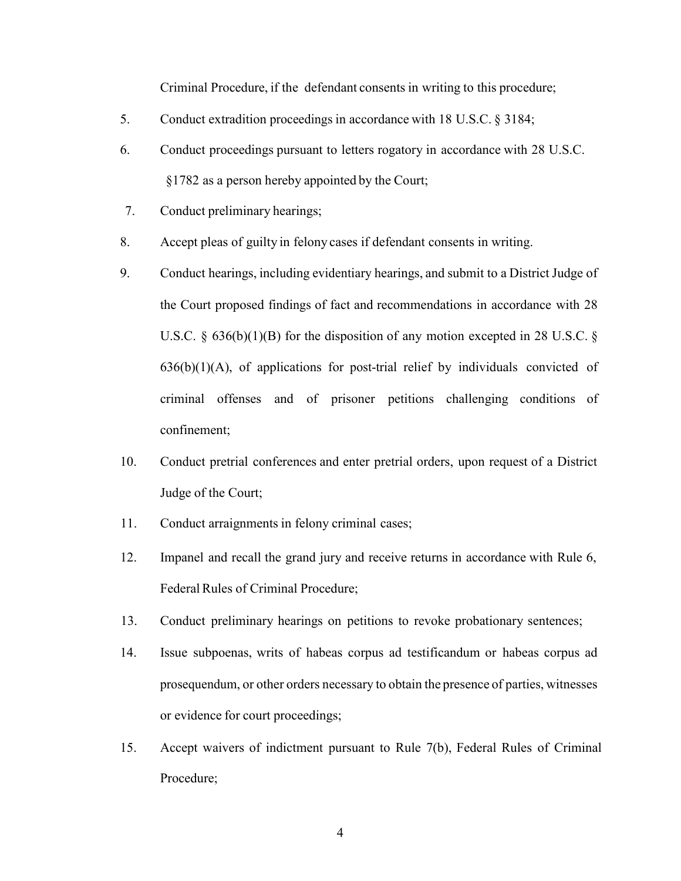Criminal Procedure, if the defendant consents in writing to this procedure;

5. Conduct extradition proceedings in accordance with 18 U.S.C. § 3184;

6. Conduct proceedings pursuant to letters rogatory in accordance with 28 U.S.C. §1782 as a person hereby appointed by the Court;

7. Conduct preliminary hearings;

8. Accept pleas of guilty in felony cases if defendant consents in writing.

9. Conduct hearings, including evidentiary hearings, and submit to a District Judge of the Court proposed findings of fact and recommendations in accordance with 28 U.S.C. § 636(b)(1)(B) for the disposition of any motion excepted in 28 U.S.C. § 636(b)(1)(A), of applications for post-trial relief by individuals convicted of criminal offenses and of prisoner petitions challenging conditions of confinement;

10. Conduct pretrial conferences and enter pretrial orders, upon request of a District Judge of the Court;

11. Conduct arraignments in felony criminal cases;

12. Impanel and recall the grand jury and receive returns in accordance with Rule 6, Federal Rules of Criminal Procedure;

13. Conduct preliminary hearings on petitions to revoke probationary sentences;

14. Issue subpoenas, writs of habeas corpus ad testificandum or habeas corpus ad prosequendum, or other orders necessary to obtain the presence of parties, witnesses or evidence for court proceedings;

15. Accept waivers of indictment pursuant to Rule 7(b), Federal Rules of Criminal Procedure;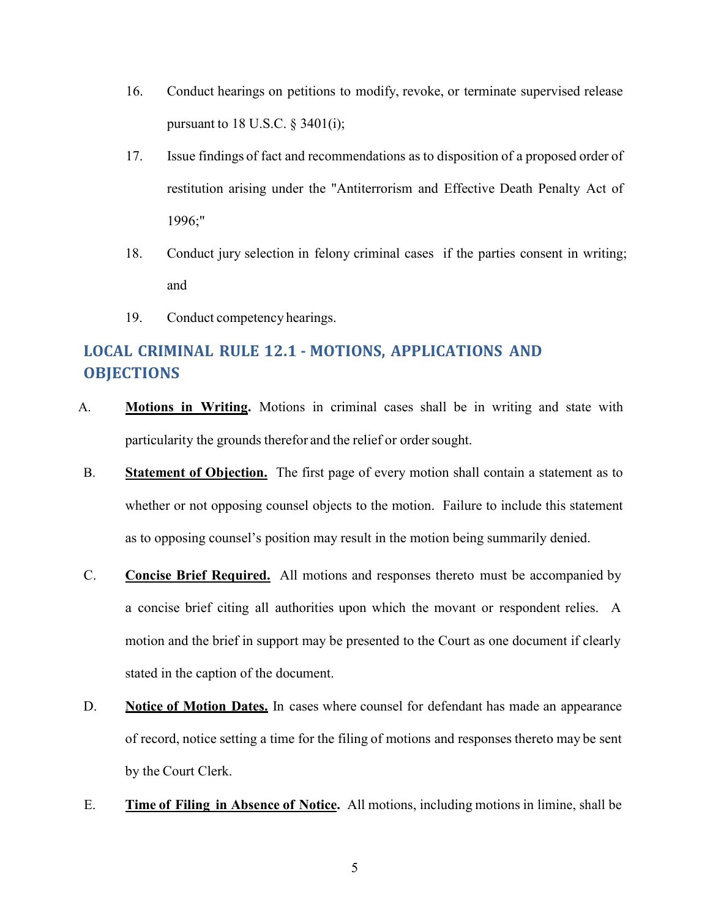16. Conduct hearings on petitions to modify, revoke, or terminate supervised release pursuant to 18 U.S.C. § 3401(i);

17. Issue findings of fact and recommendations as to disposition of a proposed order of restitution arising under the "Antiterrorism and Effective Death Penalty Act of 1996;"

18. Conduct jury selection in felony criminal cases if the parties consent in writing; and

19. Conduct competency hearings.

## LOCAL CRIMINAL RULE 12.1 - MOTIONS, APPLICATIONS AND OBJECTIONS

A. **Motions in Writing.** Motions in criminal cases shall be in writing and state with particularity the grounds therefor and the relief or order sought.

B. **Statement of Objection.** The first page of every motion shall contain a statement as to whether or not opposing counsel objects to the motion. Failure to include this statement as to opposing counsel's position may result in the motion being summarily denied.

C. **Concise Brief Required.** All motions and responses thereto must be accompanied by a concise brief citing all authorities upon which the movant or respondent relies. A motion and the brief in support may be presented to the Court as one document if clearly stated in the caption of the document.

D. **Notice of Motion Dates.** In cases where counsel for defendant has made an appearance of record, notice setting a time for the filing of motions and responses thereto may be sent by the Court Clerk.

E. **Time of Filing in Absence of Notice.** All motions, including motions in limine, shall be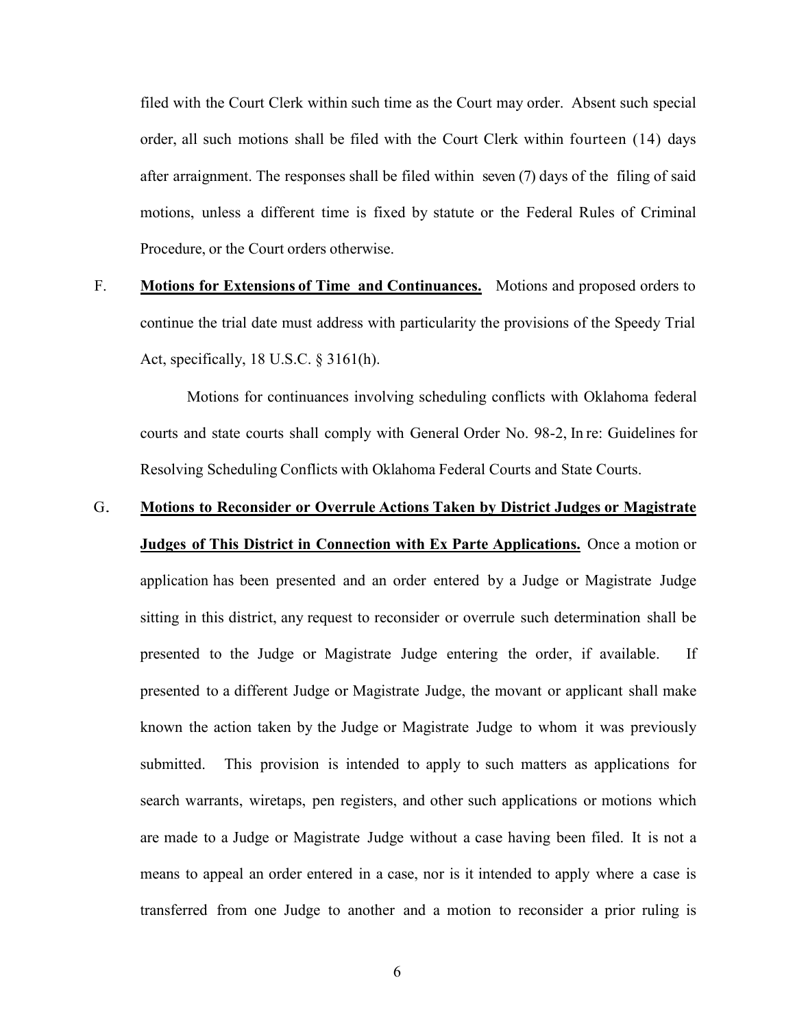filed with the Court Clerk within such time as the Court may order. Absent such special order, all such motions shall be filed with the Court Clerk within fourteen (14) days after arraignment. The responses shall be filed within seven (7) days of the filing of said motions, unless a different time is fixed by statute or the Federal Rules of Criminal Procedure, or the Court orders otherwise.

F. **Motions for Extensions of Time and Continuances.** Motions and proposed orders to continue the trial date must address with particularity the provisions of the Speedy Trial Act, specifically, 18 U.S.C. § 3161(h).

Motions for continuances involving scheduling conflicts with Oklahoma federal courts and state courts shall comply with General Order No. 98-2, In re: Guidelines for Resolving Scheduling Conflicts with Oklahoma Federal Courts and State Courts.

G. **Motions to Reconsider or Overrule Actions Taken by District Judges or Magistrate Judges of This District in Connection with Ex Parte Applications.** Once a motion or application has been presented and an order entered by a Judge or Magistrate Judge sitting in this district, any request to reconsider or overrule such determination shall be presented to the Judge or Magistrate Judge entering the order, if available. If presented to a different Judge or Magistrate Judge, the movant or applicant shall make known the action taken by the Judge or Magistrate Judge to whom it was previously submitted. This provision is intended to apply to such matters as applications for search warrants, wiretaps, pen registers, and other such applications or motions which are made to a Judge or Magistrate Judge without a case having been filed. It is not a means to appeal an order entered in a case, nor is it intended to apply where a case is transferred from one Judge to another and a motion to reconsider a prior ruling is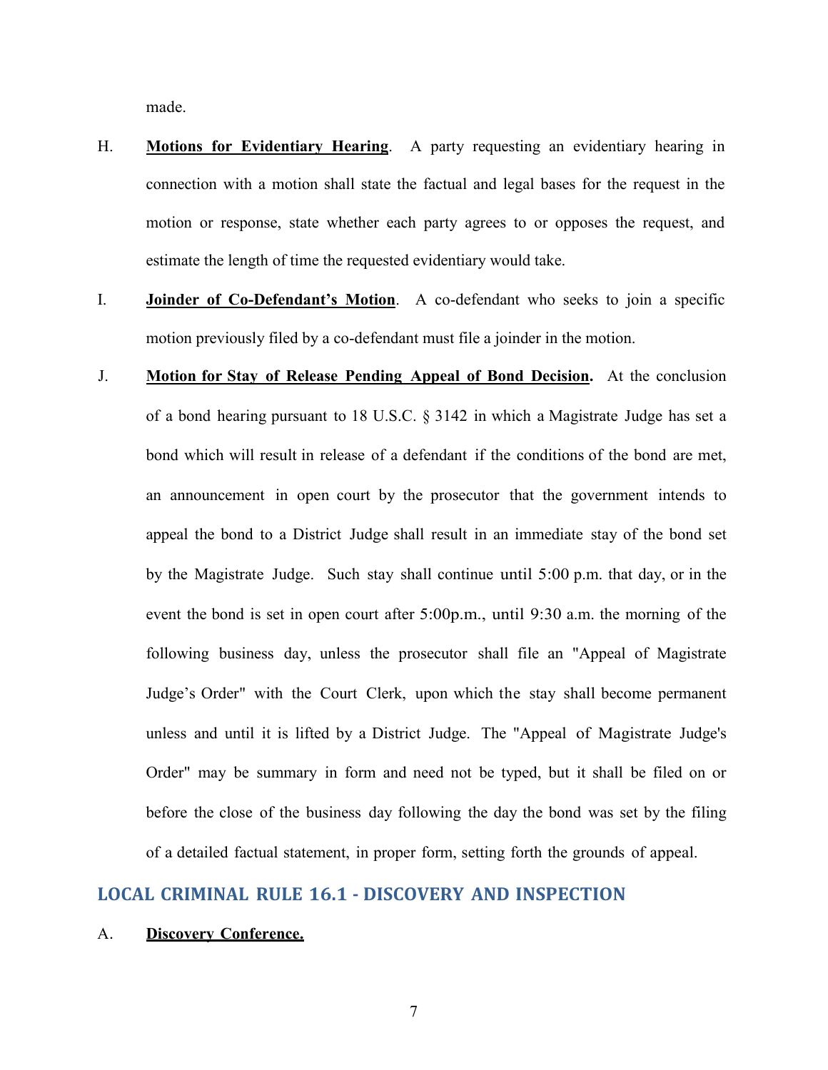made.

H. **Motions for Evidentiary Hearing**. A party requesting an evidentiary hearing in connection with a motion shall state the factual and legal bases for the request in the motion or response, state whether each party agrees to or opposes the request, and estimate the length of time the requested evidentiary would take.

I. **Joinder of Co-Defendant's Motion**. A co-defendant who seeks to join a specific motion previously filed by a co-defendant must file a joinder in the motion.

J. **Motion for Stay of Release Pending Appeal of Bond Decision.** At the conclusion of a bond hearing pursuant to 18 U.S.C. § 3142 in which a Magistrate Judge has set a bond which will result in release of a defendant if the conditions of the bond are met, an announcement in open court by the prosecutor that the government intends to appeal the bond to a District Judge shall result in an immediate stay of the bond set by the Magistrate Judge. Such stay shall continue until 5:00 p.m. that day, or in the event the bond is set in open court after 5:00p.m., until 9:30 a.m. the morning of the following business day, unless the prosecutor shall file an "Appeal of Magistrate Judge's Order" with the Court Clerk, upon which the stay shall become permanent unless and until it is lifted by a District Judge. The "Appeal of Magistrate Judge's Order" may be summary in form and need not be typed, but it shall be filed on or before the close of the business day following the day the bond was set by the filing of a detailed factual statement, in proper form, setting forth the grounds of appeal.

## LOCAL CRIMINAL RULE 16.1 - DISCOVERY AND INSPECTION

A. **Discovery Conference.**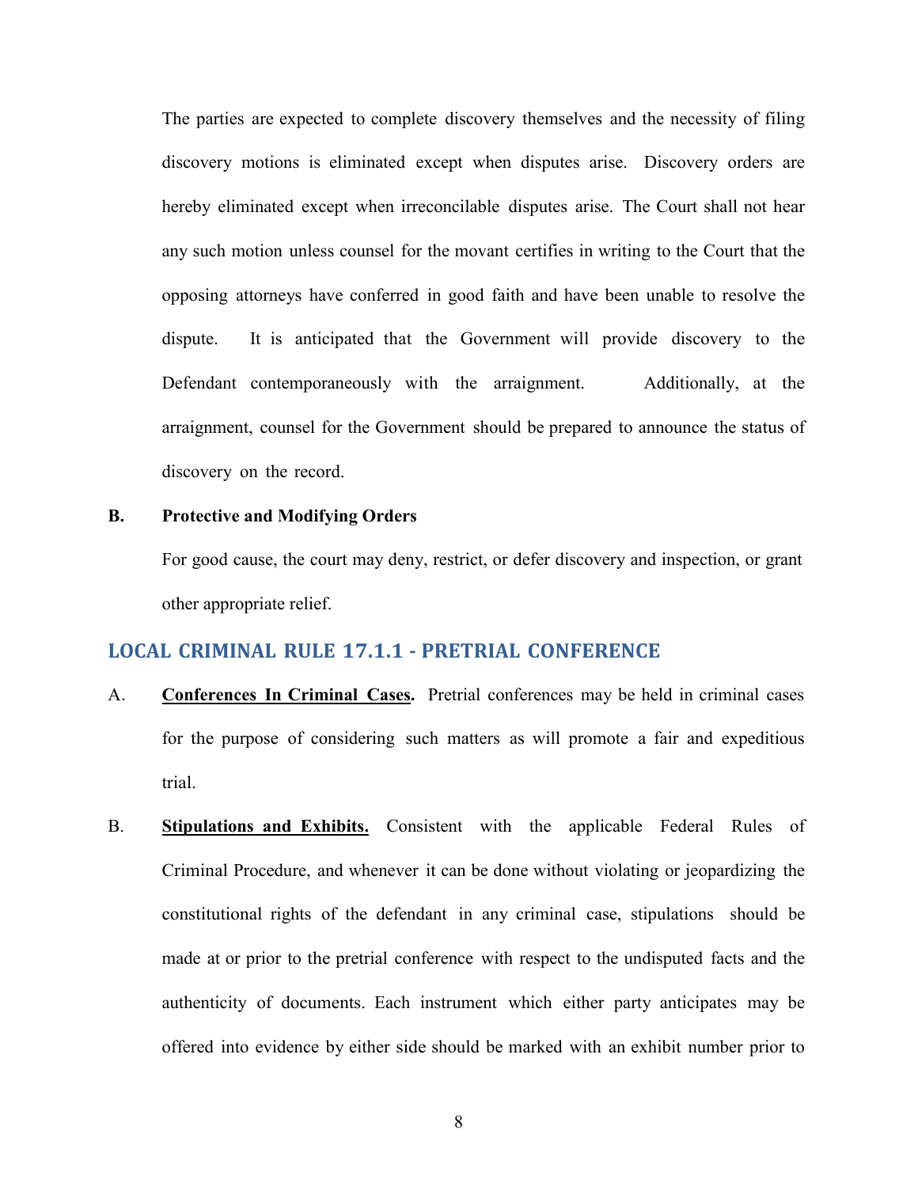The parties are expected to complete discovery themselves and the necessity of filing discovery motions is eliminated except when disputes arise. Discovery orders are hereby eliminated except when irreconcilable disputes arise. The Court shall not hear any such motion unless counsel for the movant certifies in writing to the Court that the opposing attorneys have conferred in good faith and have been unable to resolve the dispute. It is anticipated that the Government will provide discovery to the Defendant contemporaneously with the arraignment. Additionally, at the arraignment, counsel for the Government should be prepared to announce the status of discovery on the record.

**B. Protective and Modifying Orders**

For good cause, the court may deny, restrict, or defer discovery and inspection, or grant other appropriate relief.

## LOCAL CRIMINAL RULE 17.1.1 - PRETRIAL CONFERENCE

A. **Conferences In Criminal Cases.** Pretrial conferences may be held in criminal cases for the purpose of considering such matters as will promote a fair and expeditious trial.

B. **Stipulations and Exhibits.** Consistent with the applicable Federal Rules of Criminal Procedure, and whenever it can be done without violating or jeopardizing the constitutional rights of the defendant in any criminal case, stipulations should be made at or prior to the pretrial conference with respect to the undisputed facts and the authenticity of documents. Each instrument which either party anticipates may be offered into evidence by either side should be marked with an exhibit number prior to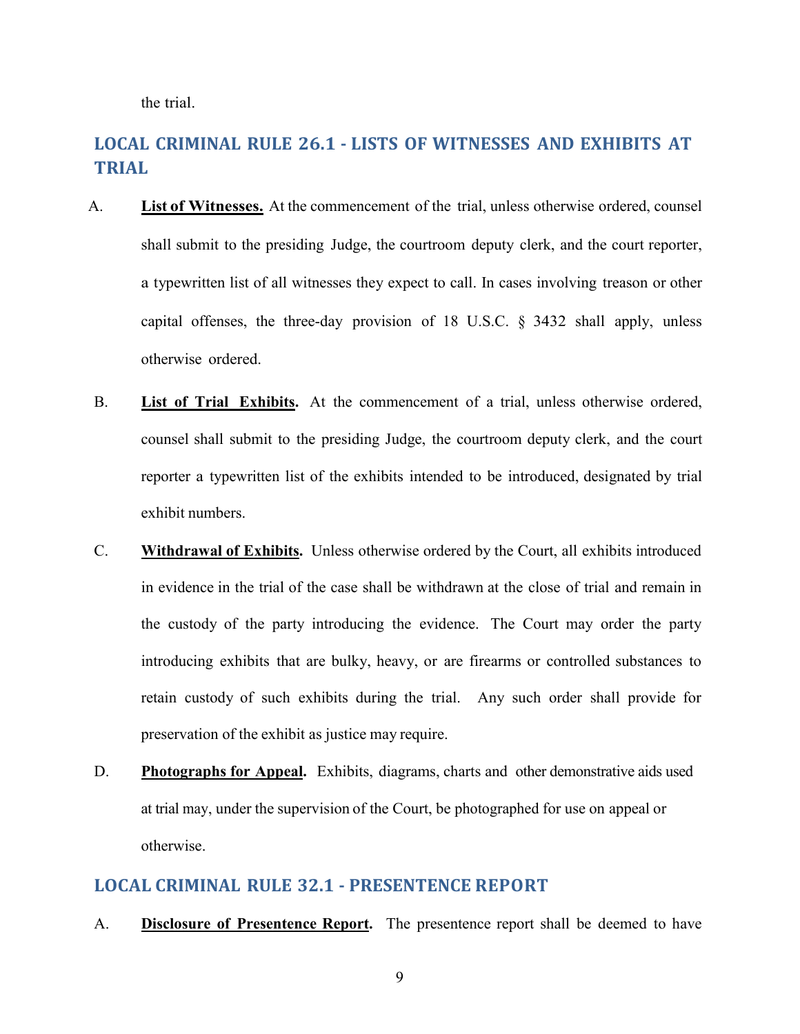the trial.

## LOCAL CRIMINAL RULE 26.1 - LISTS OF WITNESSES AND EXHIBITS AT TRIAL

A. **List of Witnesses.** At the commencement of the trial, unless otherwise ordered, counsel shall submit to the presiding Judge, the courtroom deputy clerk, and the court reporter, a typewritten list of all witnesses they expect to call. In cases involving treason or other capital offenses, the three-day provision of 18 U.S.C. § 3432 shall apply, unless otherwise ordered.

B. **List of Trial Exhibits.** At the commencement of a trial, unless otherwise ordered, counsel shall submit to the presiding Judge, the courtroom deputy clerk, and the court reporter a typewritten list of the exhibits intended to be introduced, designated by trial exhibit numbers.

C. **Withdrawal of Exhibits.** Unless otherwise ordered by the Court, all exhibits introduced in evidence in the trial of the case shall be withdrawn at the close of trial and remain in the custody of the party introducing the evidence. The Court may order the party introducing exhibits that are bulky, heavy, or are firearms or controlled substances to retain custody of such exhibits during the trial. Any such order shall provide for preservation of the exhibit as justice may require.

D. **Photographs for Appeal.** Exhibits, diagrams, charts and other demonstrative aids used at trial may, under the supervision of the Court, be photographed for use on appeal or otherwise.

## LOCAL CRIMINAL RULE 32.1 - PRESENTENCE REPORT

A. **Disclosure of Presentence Report.** The presentence report shall be deemed to have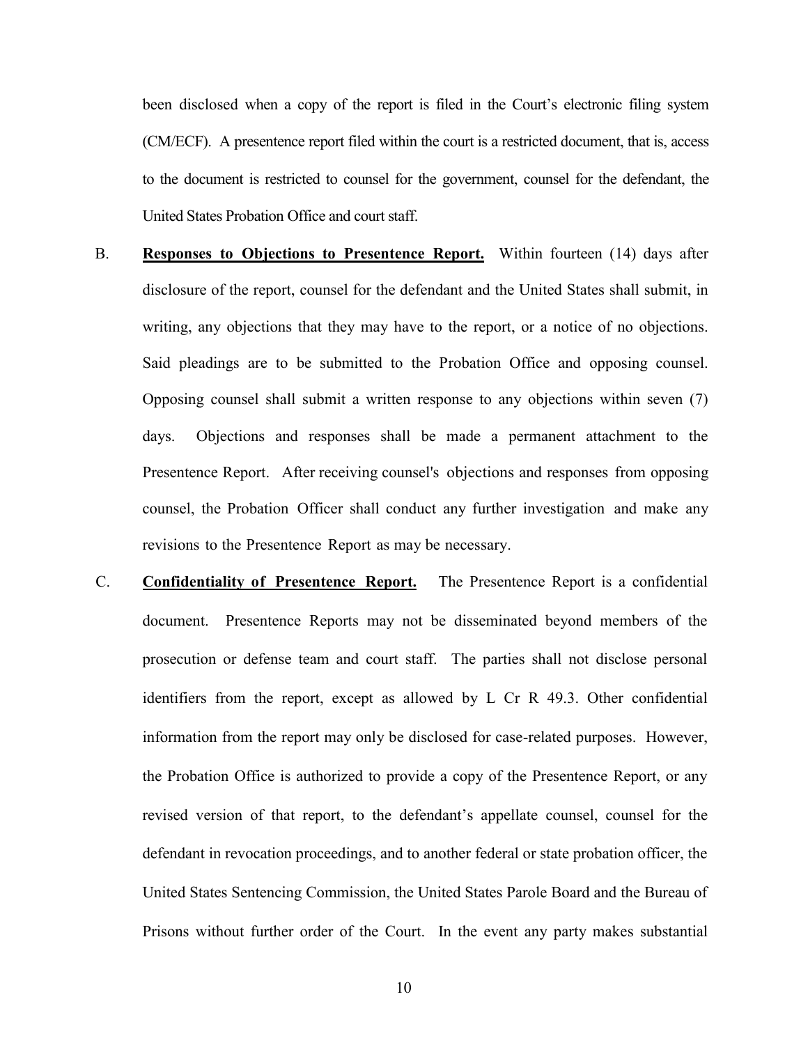been disclosed when a copy of the report is filed in the Court's electronic filing system (CM/ECF). A presentence report filed within the court is a restricted document, that is, access to the document is restricted to counsel for the government, counsel for the defendant, the United States Probation Office and court staff.

B. **Responses to Objections to Presentence Report.** Within fourteen (14) days after disclosure of the report, counsel for the defendant and the United States shall submit, in writing, any objections that they may have to the report, or a notice of no objections. Said pleadings are to be submitted to the Probation Office and opposing counsel. Opposing counsel shall submit a written response to any objections within seven (7) days. Objections and responses shall be made a permanent attachment to the Presentence Report. After receiving counsel's objections and responses from opposing counsel, the Probation Officer shall conduct any further investigation and make any revisions to the Presentence Report as may be necessary.

C. **Confidentiality of Presentence Report.** The Presentence Report is a confidential document. Presentence Reports may not be disseminated beyond members of the prosecution or defense team and court staff. The parties shall not disclose personal identifiers from the report, except as allowed by L Cr R 49.3. Other confidential information from the report may only be disclosed for case-related purposes. However, the Probation Office is authorized to provide a copy of the Presentence Report, or any revised version of that report, to the defendant's appellate counsel, counsel for the defendant in revocation proceedings, and to another federal or state probation officer, the United States Sentencing Commission, the United States Parole Board and the Bureau of Prisons without further order of the Court. In the event any party makes substantial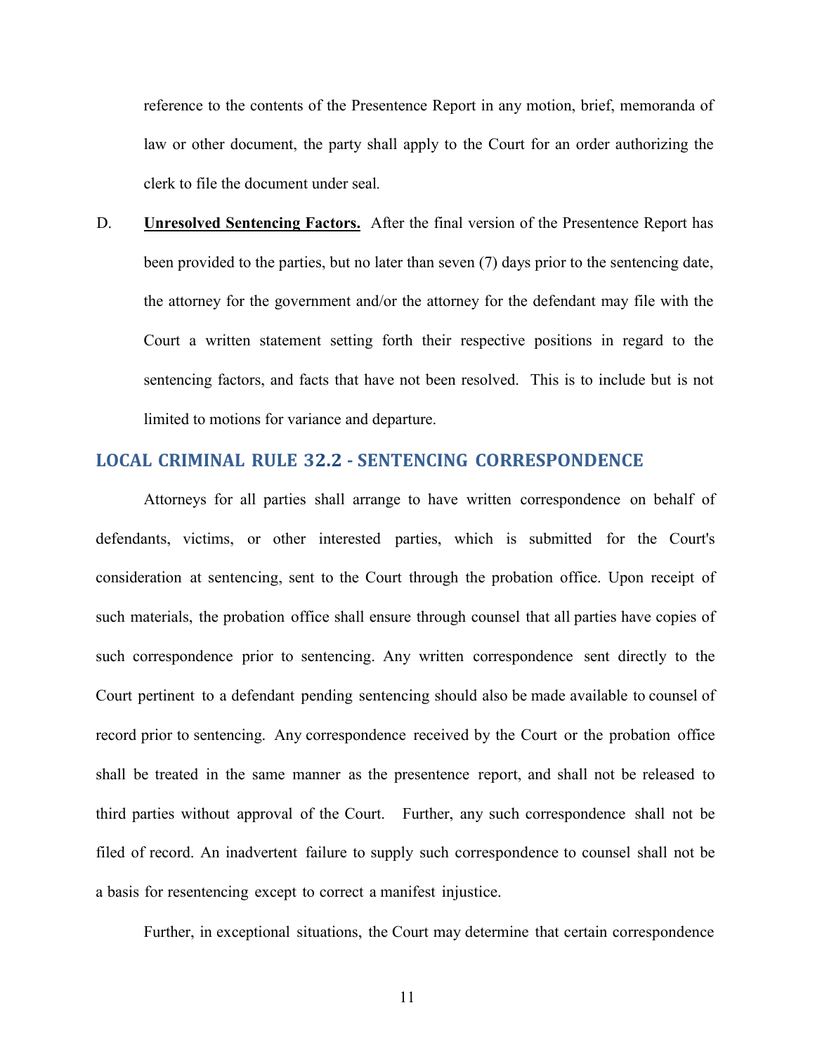reference to the contents of the Presentence Report in any motion, brief, memoranda of law or other document, the party shall apply to the Court for an order authorizing the clerk to file the document under seal.

D. **Unresolved Sentencing Factors.** After the final version of the Presentence Report has been provided to the parties, but no later than seven (7) days prior to the sentencing date, the attorney for the government and/or the attorney for the defendant may file with the Court a written statement setting forth their respective positions in regard to the sentencing factors, and facts that have not been resolved. This is to include but is not limited to motions for variance and departure.

## LOCAL CRIMINAL RULE 32.2 - SENTENCING CORRESPONDENCE

Attorneys for all parties shall arrange to have written correspondence on behalf of defendants, victims, or other interested parties, which is submitted for the Court's consideration at sentencing, sent to the Court through the probation office. Upon receipt of such materials, the probation office shall ensure through counsel that all parties have copies of such correspondence prior to sentencing. Any written correspondence sent directly to the Court pertinent to a defendant pending sentencing should also be made available to counsel of record prior to sentencing. Any correspondence received by the Court or the probation office shall be treated in the same manner as the presentence report, and shall not be released to third parties without approval of the Court. Further, any such correspondence shall not be filed of record. An inadvertent failure to supply such correspondence to counsel shall not be a basis for resentencing except to correct a manifest injustice.

Further, in exceptional situations, the Court may determine that certain correspondence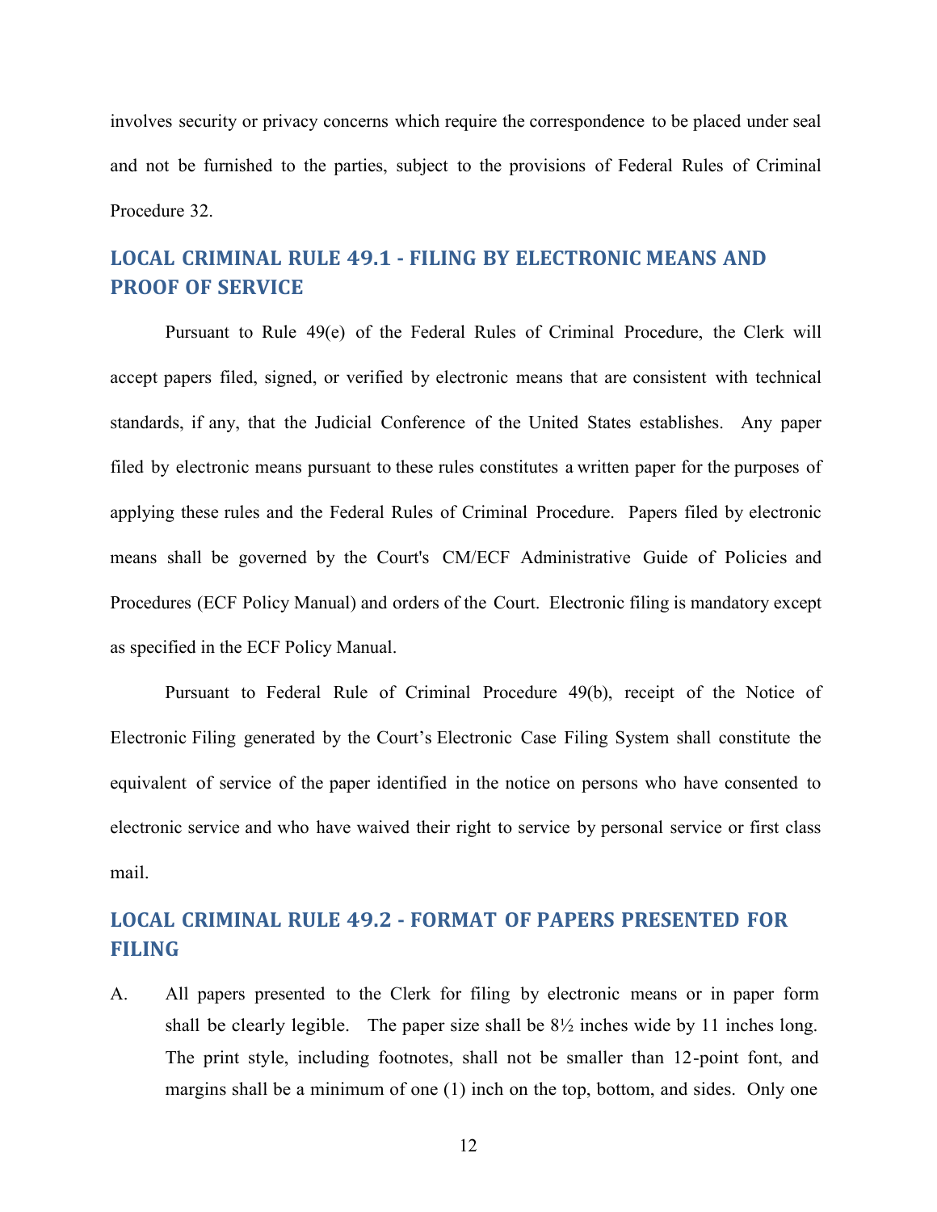involves security or privacy concerns which require the correspondence to be placed under seal and not be furnished to the parties, subject to the provisions of Federal Rules of Criminal Procedure 32.

## LOCAL CRIMINAL RULE 49.1 - FILING BY ELECTRONIC MEANS AND PROOF OF SERVICE

Pursuant to Rule 49(e) of the Federal Rules of Criminal Procedure, the Clerk will accept papers filed, signed, or verified by electronic means that are consistent with technical standards, if any, that the Judicial Conference of the United States establishes. Any paper filed by electronic means pursuant to these rules constitutes a written paper for the purposes of applying these rules and the Federal Rules of Criminal Procedure. Papers filed by electronic means shall be governed by the Court's CM/ECF Administrative Guide of Policies and Procedures (ECF Policy Manual) and orders of the Court. Electronic filing is mandatory except as specified in the ECF Policy Manual.

Pursuant to Federal Rule of Criminal Procedure 49(b), receipt of the Notice of Electronic Filing generated by the Court's Electronic Case Filing System shall constitute the equivalent of service of the paper identified in the notice on persons who have consented to electronic service and who have waived their right to service by personal service or first class mail.

## LOCAL CRIMINAL RULE 49.2 - FORMAT OF PAPERS PRESENTED FOR FILING

A. All papers presented to the Clerk for filing by electronic means or in paper form shall be clearly legible. The paper size shall be 8½ inches wide by 11 inches long. The print style, including footnotes, shall not be smaller than 12-point font, and margins shall be a minimum of one (1) inch on the top, bottom, and sides. Only one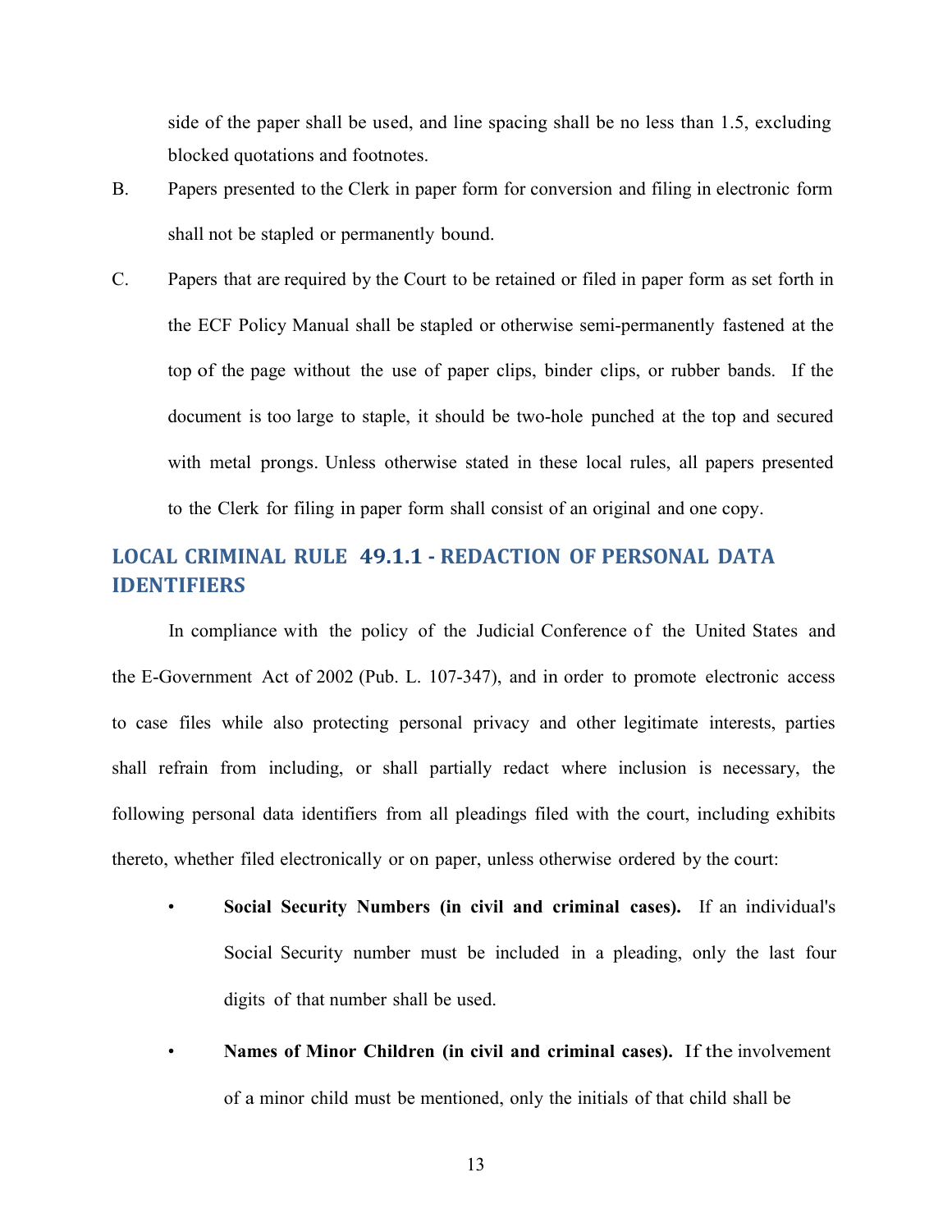side of the paper shall be used, and line spacing shall be no less than 1.5, excluding blocked quotations and footnotes.

B. Papers presented to the Clerk in paper form for conversion and filing in electronic form shall not be stapled or permanently bound.

C. Papers that are required by the Court to be retained or filed in paper form as set forth in the ECF Policy Manual shall be stapled or otherwise semi-permanently fastened at the top of the page without the use of paper clips, binder clips, or rubber bands. If the document is too large to staple, it should be two-hole punched at the top and secured with metal prongs. Unless otherwise stated in these local rules, all papers presented to the Clerk for filing in paper form shall consist of an original and one copy.

## LOCAL CRIMINAL RULE 49.1.1 - REDACTION OF PERSONAL DATA IDENTIFIERS

In compliance with the policy of the Judicial Conference of the United States and the E-Government Act of 2002 (Pub. L. 107-347), and in order to promote electronic access to case files while also protecting personal privacy and other legitimate interests, parties shall refrain from including, or shall partially redact where inclusion is necessary, the following personal data identifiers from all pleadings filed with the court, including exhibits thereto, whether filed electronically or on paper, unless otherwise ordered by the court:

- **Social Security Numbers (in civil and criminal cases).** If an individual's Social Security number must be included in a pleading, only the last four digits of that number shall be used.

- **Names of Minor Children (in civil and criminal cases).** If the involvement of a minor child must be mentioned, only the initials of that child shall be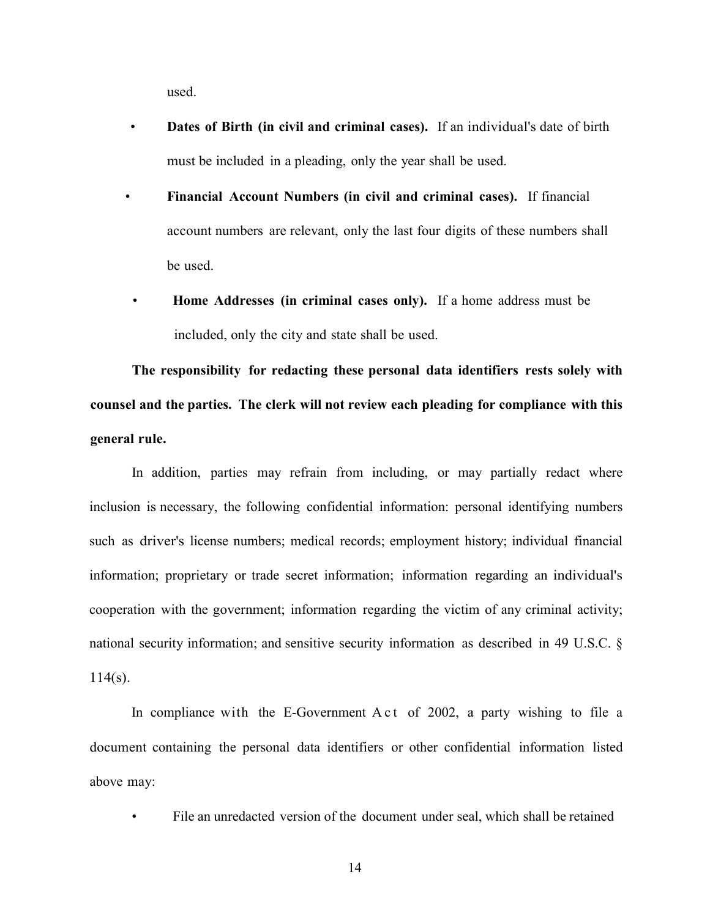used.

- **Dates of Birth (in civil and criminal cases).** If an individual's date of birth must be included in a pleading, only the year shall be used.
- **Financial Account Numbers (in civil and criminal cases).** If financial account numbers are relevant, only the last four digits of these numbers shall be used.
- **Home Addresses (in criminal cases only).** If a home address must be included, only the city and state shall be used.

**The responsibility for redacting these personal data identifiers rests solely with counsel and the parties. The clerk will not review each pleading for compliance with this general rule.**

In addition, parties may refrain from including, or may partially redact where inclusion is necessary, the following confidential information: personal identifying numbers such as driver's license numbers; medical records; employment history; individual financial information; proprietary or trade secret information; information regarding an individual's cooperation with the government; information regarding the victim of any criminal activity; national security information; and sensitive security information as described in 49 U.S.C. § 114(s).

In compliance with the E-Government Act of 2002, a party wishing to file a document containing the personal data identifiers or other confidential information listed above may:

- File an unredacted version of the document under seal, which shall be retained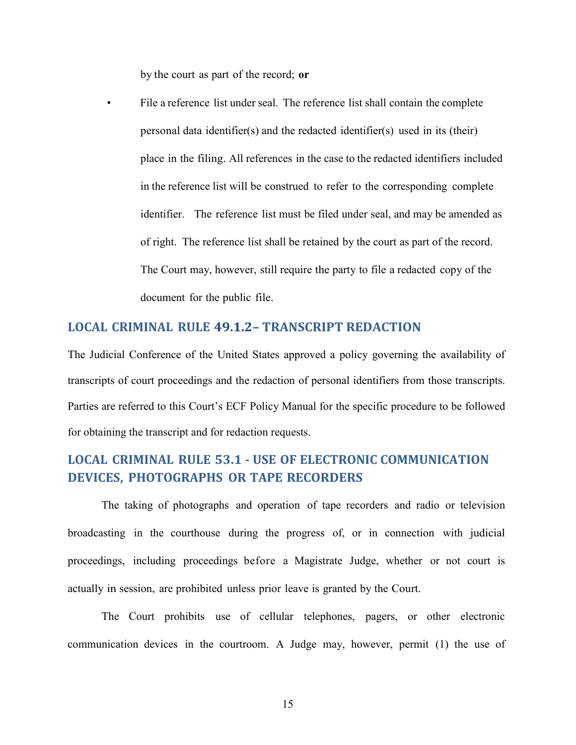by the court as part of the record; **or**

- File a reference list under seal. The reference list shall contain the complete personal data identifier(s) and the redacted identifier(s) used in its (their) place in the filing. All references in the case to the redacted identifiers included in the reference list will be construed to refer to the corresponding complete identifier. The reference list must be filed under seal, and may be amended as of right. The reference list shall be retained by the court as part of the record. The Court may, however, still require the party to file a redacted copy of the document for the public file.

## LOCAL CRIMINAL RULE 49.1.2– TRANSCRIPT REDACTION

The Judicial Conference of the United States approved a policy governing the availability of transcripts of court proceedings and the redaction of personal identifiers from those transcripts. Parties are referred to this Court's ECF Policy Manual for the specific procedure to be followed for obtaining the transcript and for redaction requests.

## LOCAL CRIMINAL RULE 53.1 - USE OF ELECTRONIC COMMUNICATION DEVICES, PHOTOGRAPHS OR TAPE RECORDERS

The taking of photographs and operation of tape recorders and radio or television broadcasting in the courthouse during the progress of, or in connection with judicial proceedings, including proceedings before a Magistrate Judge, whether or not court is actually in session, are prohibited unless prior leave is granted by the Court.

The Court prohibits use of cellular telephones, pagers, or other electronic communication devices in the courtroom. A Judge may, however, permit (1) the use of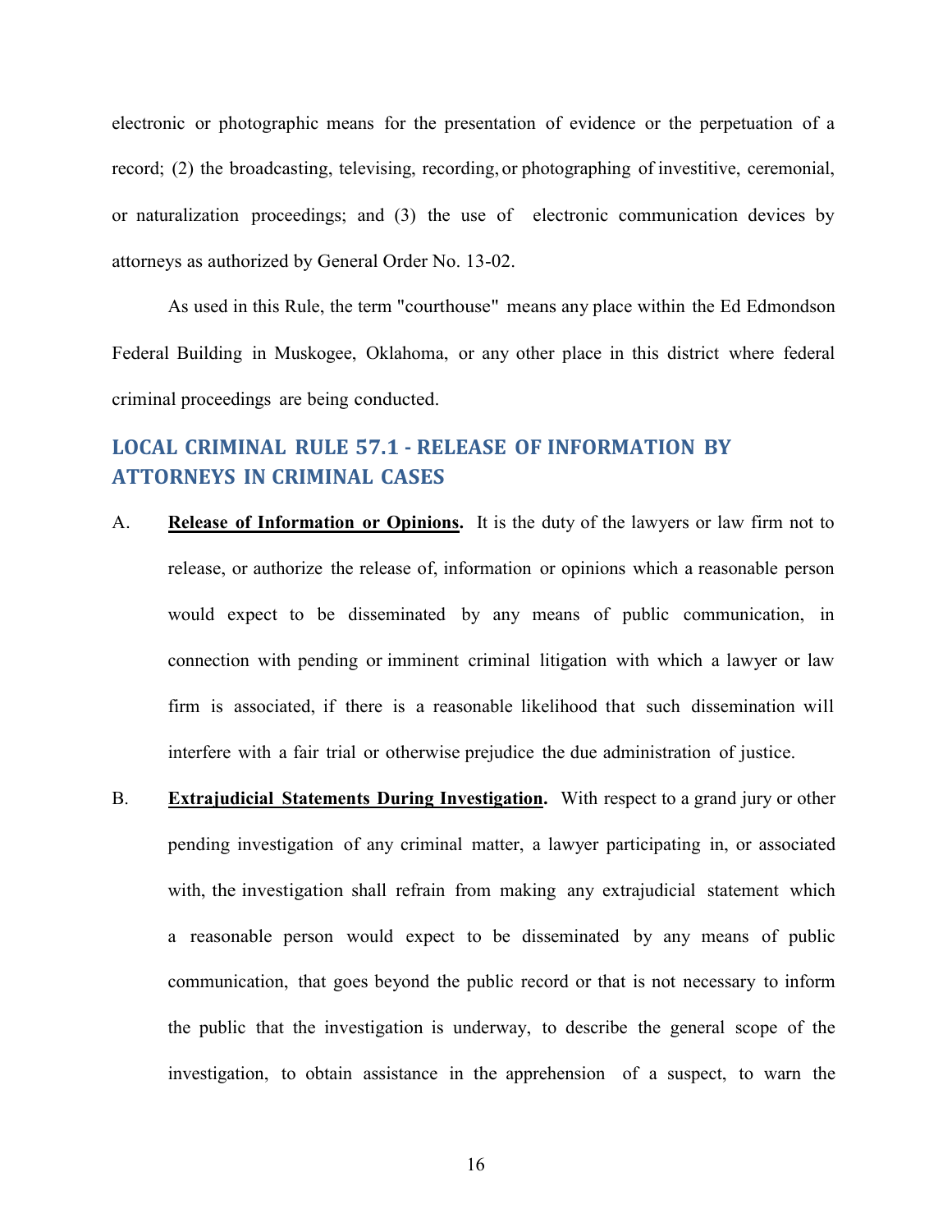electronic or photographic means for the presentation of evidence or the perpetuation of a record; (2) the broadcasting, televising, recording, or photographing of investitive, ceremonial, or naturalization proceedings; and (3) the use of electronic communication devices by attorneys as authorized by General Order No. 13-02.

As used in this Rule, the term "courthouse" means any place within the Ed Edmondson Federal Building in Muskogee, Oklahoma, or any other place in this district where federal criminal proceedings are being conducted.

## LOCAL CRIMINAL RULE 57.1 - RELEASE OF INFORMATION BY ATTORNEYS IN CRIMINAL CASES

A. **Release of Information or Opinions.** It is the duty of the lawyers or law firm not to release, or authorize the release of, information or opinions which a reasonable person would expect to be disseminated by any means of public communication, in connection with pending or imminent criminal litigation with which a lawyer or law firm is associated, if there is a reasonable likelihood that such dissemination will interfere with a fair trial or otherwise prejudice the due administration of justice.

B. **Extrajudicial Statements During Investigation.** With respect to a grand jury or other pending investigation of any criminal matter, a lawyer participating in, or associated with, the investigation shall refrain from making any extrajudicial statement which a reasonable person would expect to be disseminated by any means of public communication, that goes beyond the public record or that is not necessary to inform the public that the investigation is underway, to describe the general scope of the investigation, to obtain assistance in the apprehension of a suspect, to warn the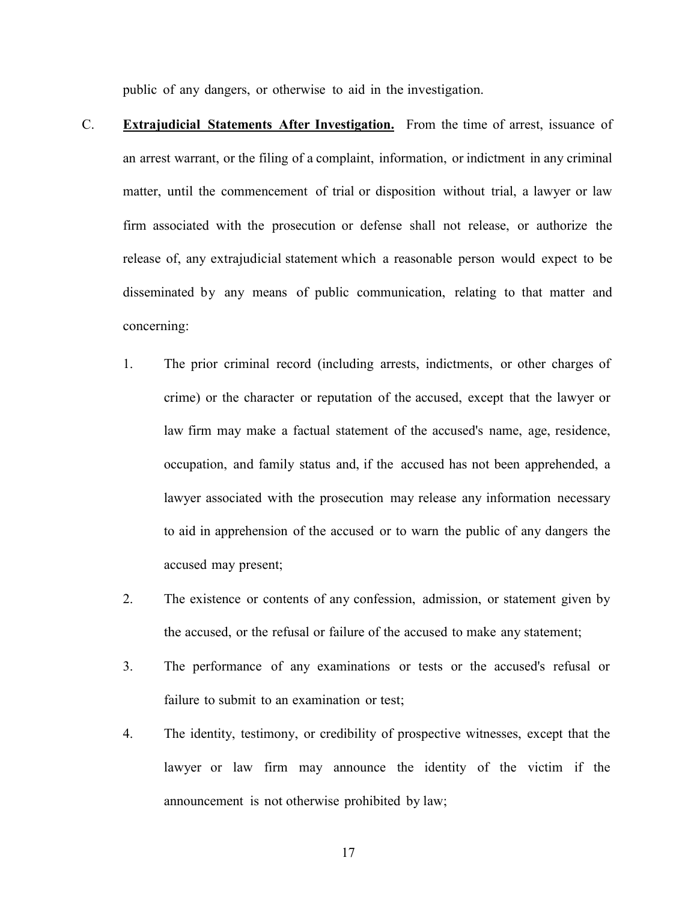public of any dangers, or otherwise to aid in the investigation.

C. **Extrajudicial Statements After Investigation.** From the time of arrest, issuance of an arrest warrant, or the filing of a complaint, information, or indictment in any criminal matter, until the commencement of trial or disposition without trial, a lawyer or law firm associated with the prosecution or defense shall not release, or authorize the release of, any extrajudicial statement which a reasonable person would expect to be disseminated by any means of public communication, relating to that matter and concerning:

   1. The prior criminal record (including arrests, indictments, or other charges of crime) or the character or reputation of the accused, except that the lawyer or law firm may make a factual statement of the accused's name, age, residence, occupation, and family status and, if the accused has not been apprehended, a lawyer associated with the prosecution may release any information necessary to aid in apprehension of the accused or to warn the public of any dangers the accused may present;

   2. The existence or contents of any confession, admission, or statement given by the accused, or the refusal or failure of the accused to make any statement;

   3. The performance of any examinations or tests or the accused's refusal or failure to submit to an examination or test;

   4. The identity, testimony, or credibility of prospective witnesses, except that the lawyer or law firm may announce the identity of the victim if the announcement is not otherwise prohibited by law;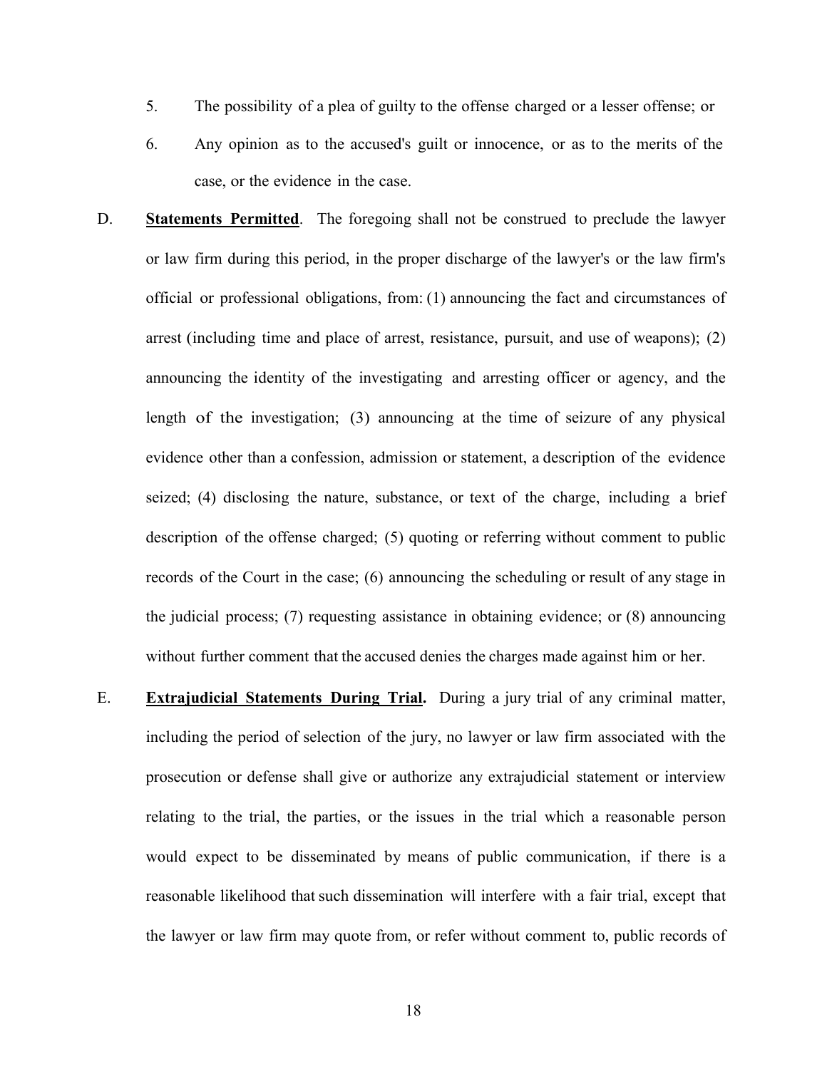5. The possibility of a plea of guilty to the offense charged or a lesser offense; or

6. Any opinion as to the accused's guilt or innocence, or as to the merits of the case, or the evidence in the case.

D. **<u>Statements Permitted</u>**. The foregoing shall not be construed to preclude the lawyer or law firm during this period, in the proper discharge of the lawyer's or the law firm's official or professional obligations, from: (1) announcing the fact and circumstances of arrest (including time and place of arrest, resistance, pursuit, and use of weapons); (2) announcing the identity of the investigating and arresting officer or agency, and the length of the investigation; (3) announcing at the time of seizure of any physical evidence other than a confession, admission or statement, a description of the evidence seized; (4) disclosing the nature, substance, or text of the charge, including a brief description of the offense charged; (5) quoting or referring without comment to public records of the Court in the case; (6) announcing the scheduling or result of any stage in the judicial process; (7) requesting assistance in obtaining evidence; or (8) announcing without further comment that the accused denies the charges made against him or her.

E. **<u>Extrajudicial Statements During Trial</u>.** During a jury trial of any criminal matter, including the period of selection of the jury, no lawyer or law firm associated with the prosecution or defense shall give or authorize any extrajudicial statement or interview relating to the trial, the parties, or the issues in the trial which a reasonable person would expect to be disseminated by means of public communication, if there is a reasonable likelihood that such dissemination will interfere with a fair trial, except that the lawyer or law firm may quote from, or refer without comment to, public records of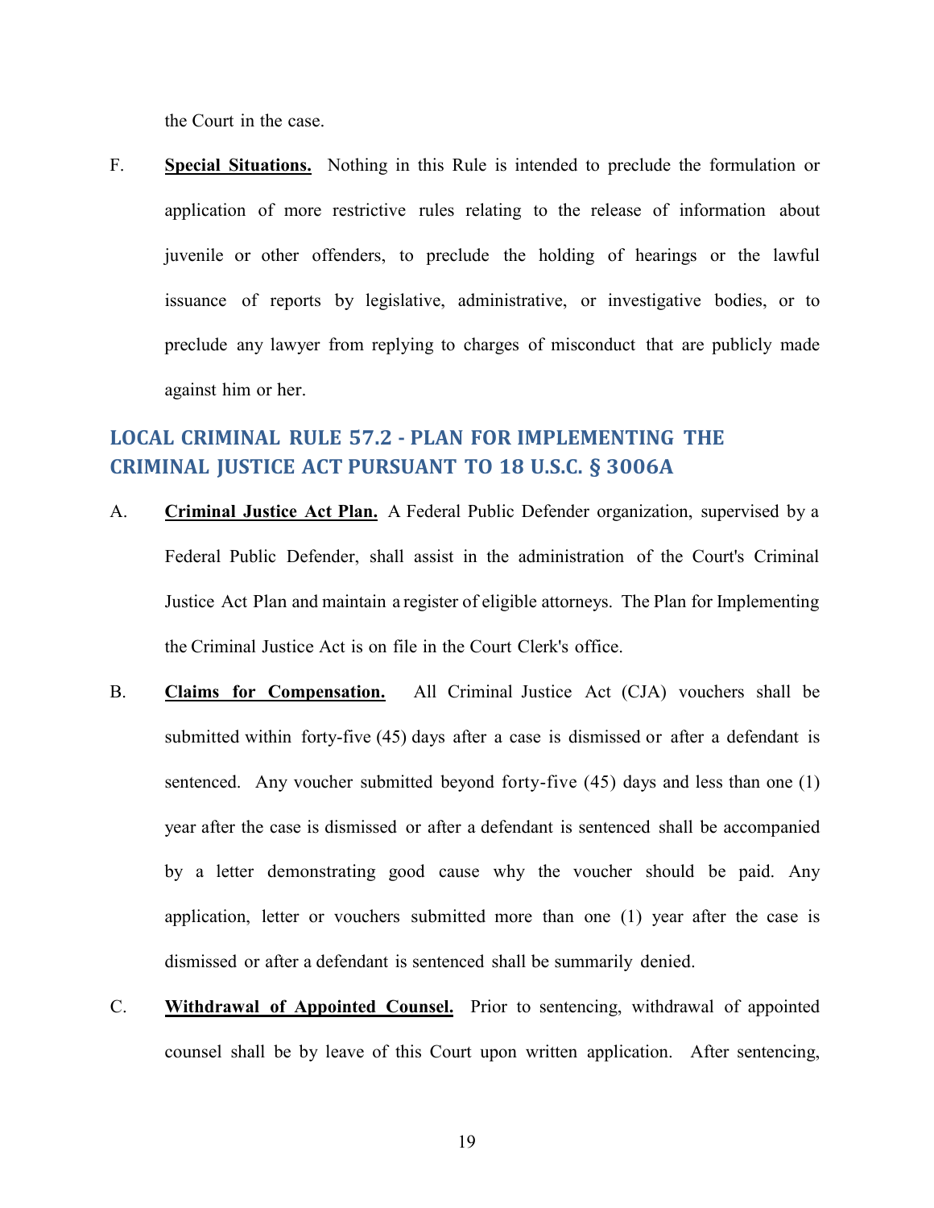the Court in the case.

F. **Special Situations.** Nothing in this Rule is intended to preclude the formulation or application of more restrictive rules relating to the release of information about juvenile or other offenders, to preclude the holding of hearings or the lawful issuance of reports by legislative, administrative, or investigative bodies, or to preclude any lawyer from replying to charges of misconduct that are publicly made against him or her.

## LOCAL CRIMINAL RULE 57.2 - PLAN FOR IMPLEMENTING THE CRIMINAL JUSTICE ACT PURSUANT TO 18 U.S.C. § 3006A

A. **Criminal Justice Act Plan.** A Federal Public Defender organization, supervised by a Federal Public Defender, shall assist in the administration of the Court's Criminal Justice Act Plan and maintain a register of eligible attorneys. The Plan for Implementing the Criminal Justice Act is on file in the Court Clerk's office.

B. **Claims for Compensation.** All Criminal Justice Act (CJA) vouchers shall be submitted within forty-five (45) days after a case is dismissed or after a defendant is sentenced. Any voucher submitted beyond forty-five (45) days and less than one (1) year after the case is dismissed or after a defendant is sentenced shall be accompanied by a letter demonstrating good cause why the voucher should be paid. Any application, letter or vouchers submitted more than one (1) year after the case is dismissed or after a defendant is sentenced shall be summarily denied.

C. **Withdrawal of Appointed Counsel.** Prior to sentencing, withdrawal of appointed counsel shall be by leave of this Court upon written application. After sentencing,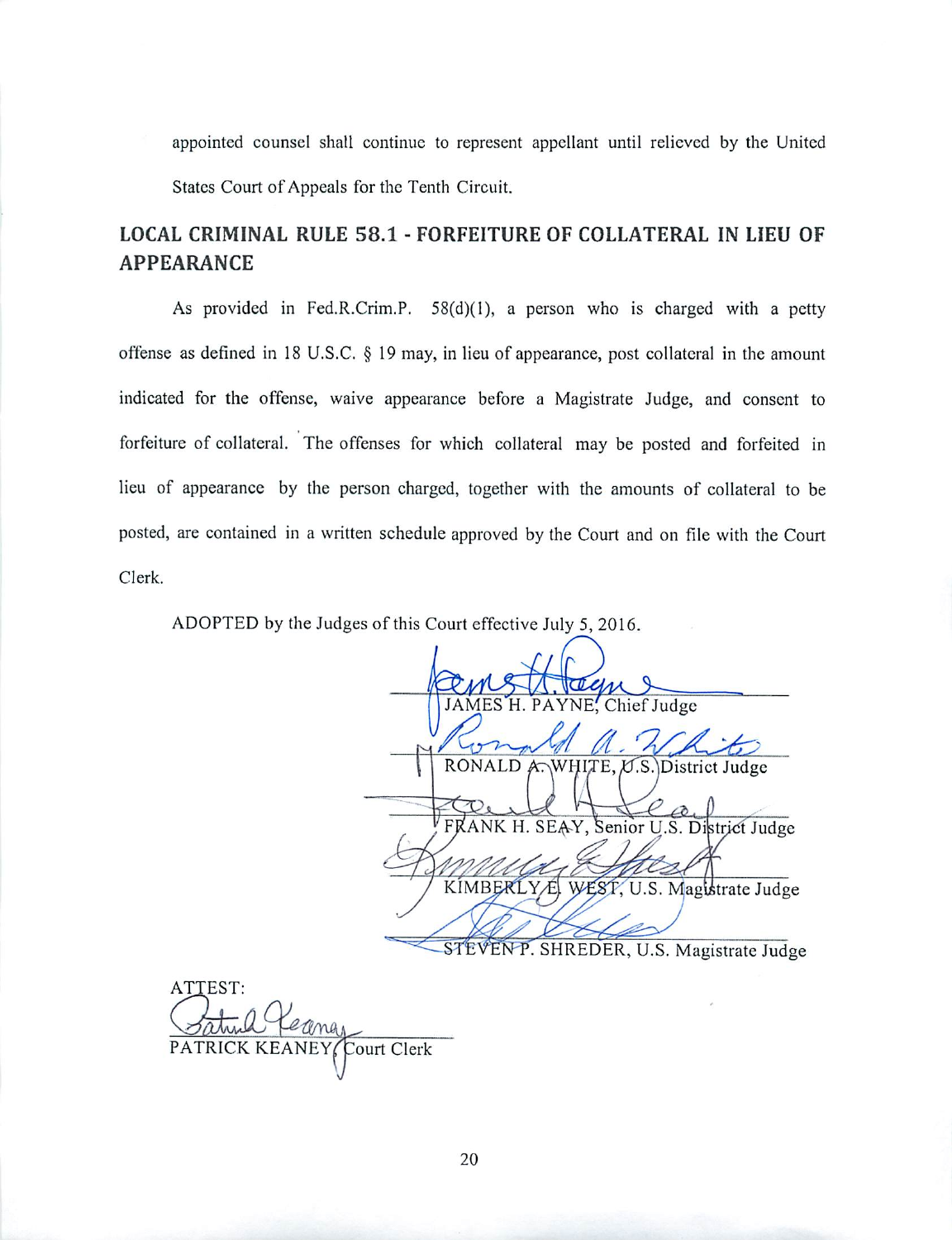appointed counsel shall continue to represent appellant until relieved by the United States Court of Appeals for the Tenth Circuit.

## LOCAL CRIMINAL RULE 58.1 - FORFEITURE OF COLLATERAL IN LIEU OF APPEARANCE

As provided in Fed.R.Crim.P. 58(d)(1), a person who is charged with a petty offense as defined in 18 U.S.C. § 19 may, in lieu of appearance, post collateral in the amount indicated for the offense, waive appearance before a Magistrate Judge, and consent to forfeiture of collateral. The offenses for which collateral may be posted and forfeited in lieu of appearance by the person charged, together with the amounts of collateral to be posted, are contained in a written schedule approved by the Court and on file with the Court Clerk.

ADOPTED by the Judges of this Court effective July 5, 2016.

JAMES H. PAYNE, Chief Judge

RONALD A. WHITE, U.S. District Judge

FRANK H. SEAY, Senior U.S. District Judge

KIMBERLY E. WEST, U.S. Magistrate Judge

STEVEN P. SHREDER, U.S. Magistrate Judge

ATTEST:

PATRICK KEANEY, Court Clerk